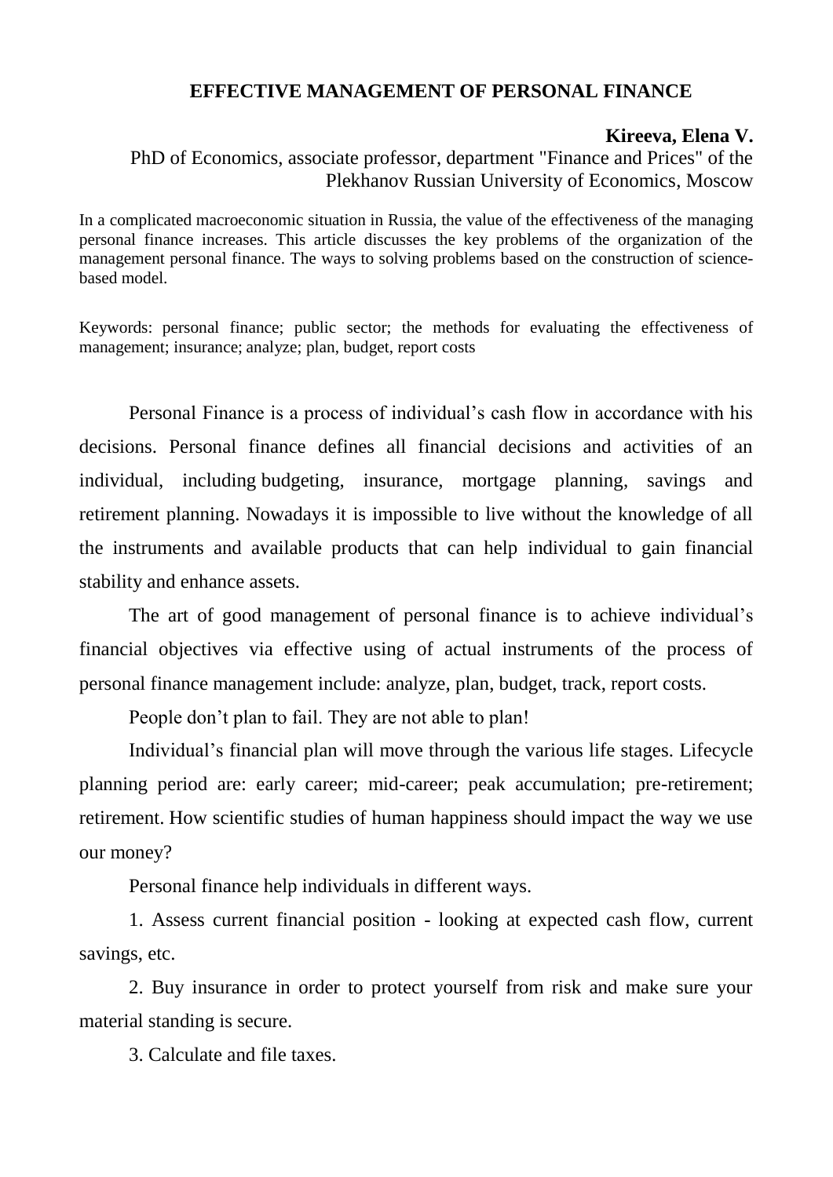# EFFECTIVE MANAGEMENT OF PERSONAL FINANCE

**Kireeva, Elena V.**

PhD of Economics, associate professor, department "Finance and Prices" of the Plekhanov Russian University of Economics, Moscow

In a complicated macroeconomic situation in Russia, the value of the effectiveness of the managing personal finance increases. This article discusses the key problems of the organization of the management personal finance. The ways to solving problems based on the construction of science-based model.

Keywords: personal finance; public sector; the methods for evaluating the effectiveness of management; insurance; analyze; plan, budget, report costs

Personal Finance is a process of individual's cash flow in accordance with his decisions. Personal finance defines all financial decisions and activities of an individual, including budgeting, insurance, mortgage planning, savings and retirement planning. Nowadays it is impossible to live without the knowledge of all the instruments and available products that can help individual to gain financial stability and enhance assets.

The art of good management of personal finance is to achieve individual's financial objectives via effective using of actual instruments of the process of personal finance management include: analyze, plan, budget, track, report costs.

People don't plan to fail. They are not able to plan!

Individual's financial plan will move through the various life stages. Lifecycle planning period are: early career; mid-career; peak accumulation; pre-retirement; retirement. How scientific studies of human happiness should impact the way we use our money?

Personal finance help individuals in different ways.

1. Assess current financial position - looking at expected cash flow, current savings, etc.

2. Buy insurance in order to protect yourself from risk and make sure your material standing is secure.

3. Calculate and file taxes.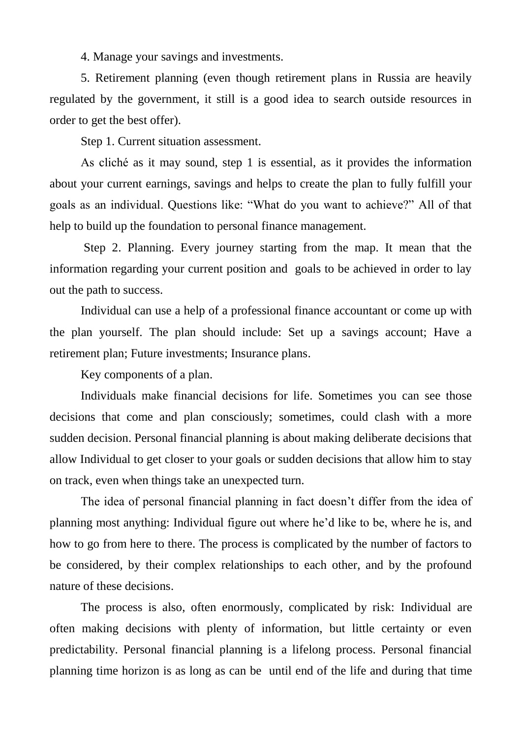4. Manage your savings and investments.

5. Retirement planning (even though retirement plans in Russia are heavily regulated by the government, it still is a good idea to search outside resources in order to get the best offer).

Step 1. Current situation assessment.

As cliché as it may sound, step 1 is essential, as it provides the information about your current earnings, savings and helps to create the plan to fully fulfill your goals as an individual. Questions like: "What do you want to achieve?" All of that help to build up the foundation to personal finance management.

Step 2. Planning. Every journey starting from the map. It mean that the information regarding your current position and goals to be achieved in order to lay out the path to success.

Individual can use a help of a professional finance accountant or come up with the plan yourself. The plan should include: Set up a savings account; Have a retirement plan; Future investments; Insurance plans.

Key components of a plan.

Individuals make financial decisions for life. Sometimes you can see those decisions that come and plan consciously; sometimes, could clash with a more sudden decision. Personal financial planning is about making deliberate decisions that allow Individual to get closer to your goals or sudden decisions that allow him to stay on track, even when things take an unexpected turn.

The idea of personal financial planning in fact doesn't differ from the idea of planning most anything: Individual figure out where he'd like to be, where he is, and how to go from here to there. The process is complicated by the number of factors to be considered, by their complex relationships to each other, and by the profound nature of these decisions.

The process is also, often enormously, complicated by risk: Individual are often making decisions with plenty of information, but little certainty or even predictability. Personal financial planning is a lifelong process. Personal financial planning time horizon is as long as can be until end of the life and during that time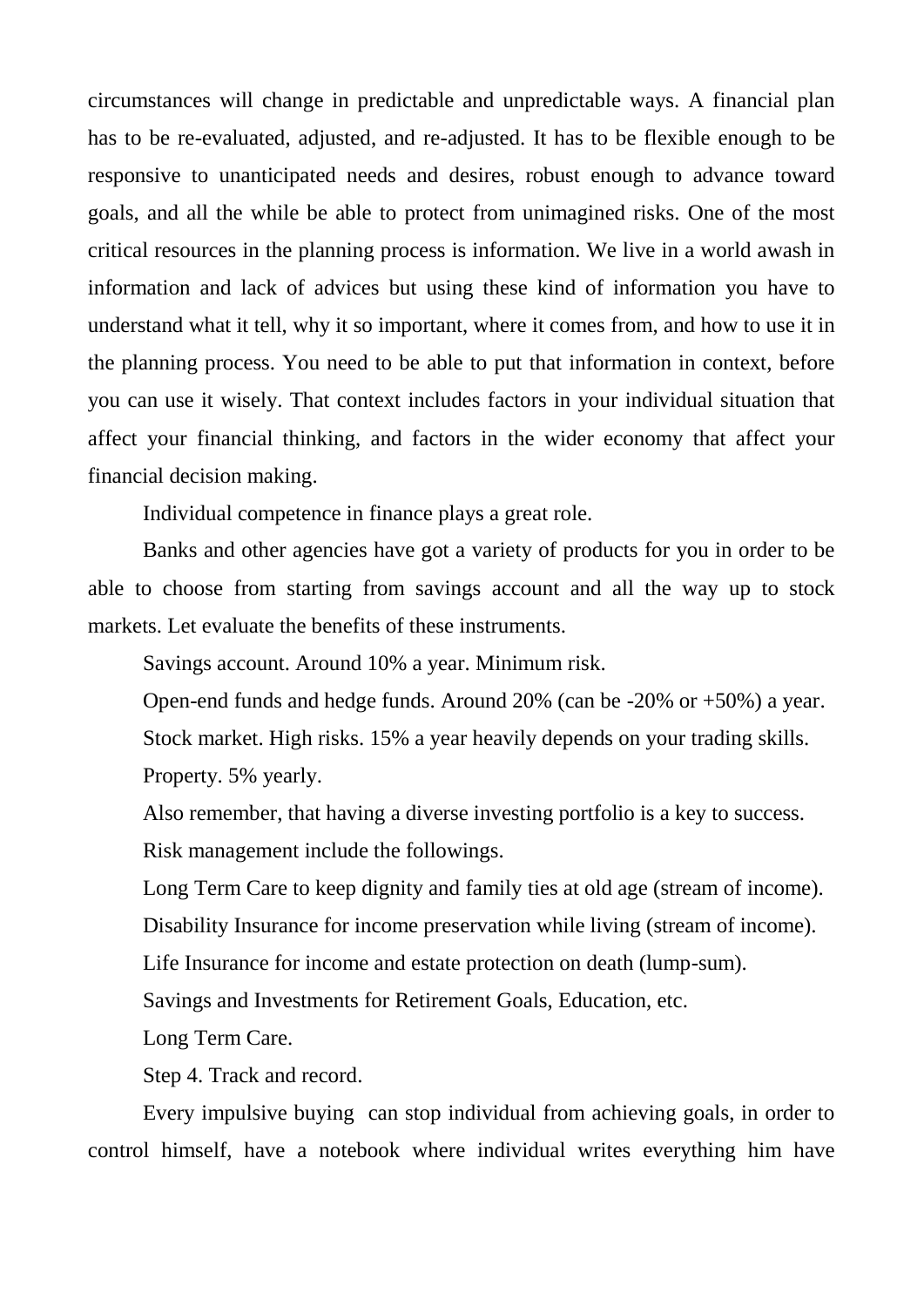circumstances will change in predictable and unpredictable ways. A financial plan has to be re-evaluated, adjusted, and re-adjusted. It has to be flexible enough to be responsive to unanticipated needs and desires, robust enough to advance toward goals, and all the while be able to protect from unimagined risks. One of the most critical resources in the planning process is information. We live in a world awash in information and lack of advices but using these kind of information you have to understand what it tell, why it so important, where it comes from, and how to use it in the planning process. You need to be able to put that information in context, before you can use it wisely. That context includes factors in your individual situation that affect your financial thinking, and factors in the wider economy that affect your financial decision making.

Individual competence in finance plays a great role.

Banks and other agencies have got a variety of products for you in order to be able to choose from starting from savings account and all the way up to stock markets. Let evaluate the benefits of these instruments.

Savings account. Around 10% a year. Minimum risk.

Open-end funds and hedge funds. Around 20% (can be -20% or +50%) a year.

Stock market. High risks. 15% a year heavily depends on your trading skills.

Property. 5% yearly.

Also remember, that having a diverse investing portfolio is a key to success.

Risk management include the followings.

Long Term Care to keep dignity and family ties at old age (stream of income).

Disability Insurance for income preservation while living (stream of income).

Life Insurance for income and estate protection on death (lump-sum).

Savings and Investments for Retirement Goals, Education, etc.

Long Term Care.

Step 4. Track and record.

Every impulsive buying can stop individual from achieving goals, in order to control himself, have a notebook where individual writes everything him have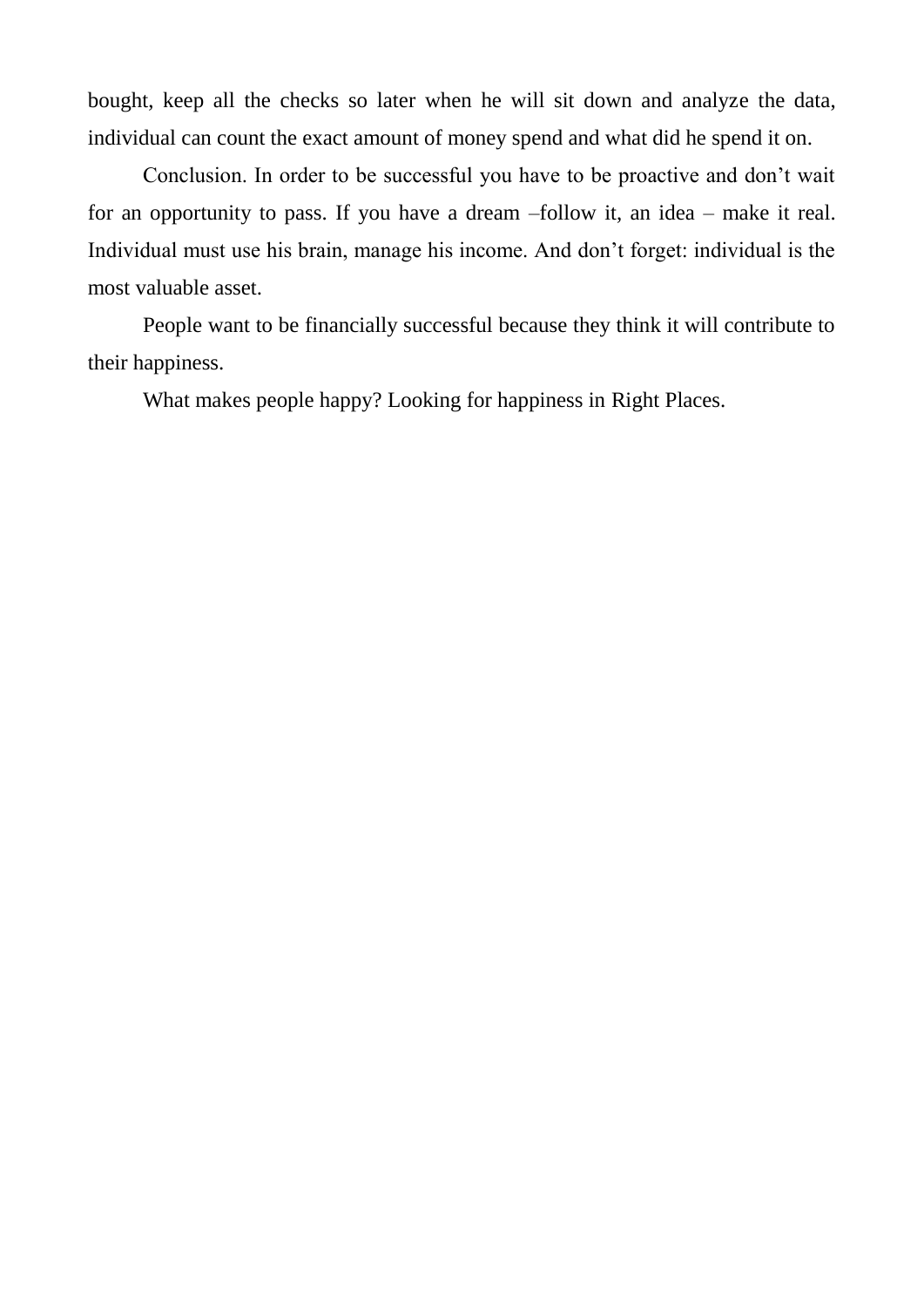bought, keep all the checks so later when he will sit down and analyze the data, individual can count the exact amount of money spend and what did he spend it on.

Conclusion. In order to be successful you have to be proactive and don't wait for an opportunity to pass. If you have a dream –follow it, an idea – make it real. Individual must use his brain, manage his income. And don't forget: individual is the most valuable asset.

People want to be financially successful because they think it will contribute to their happiness.

What makes people happy? Looking for happiness in Right Places.